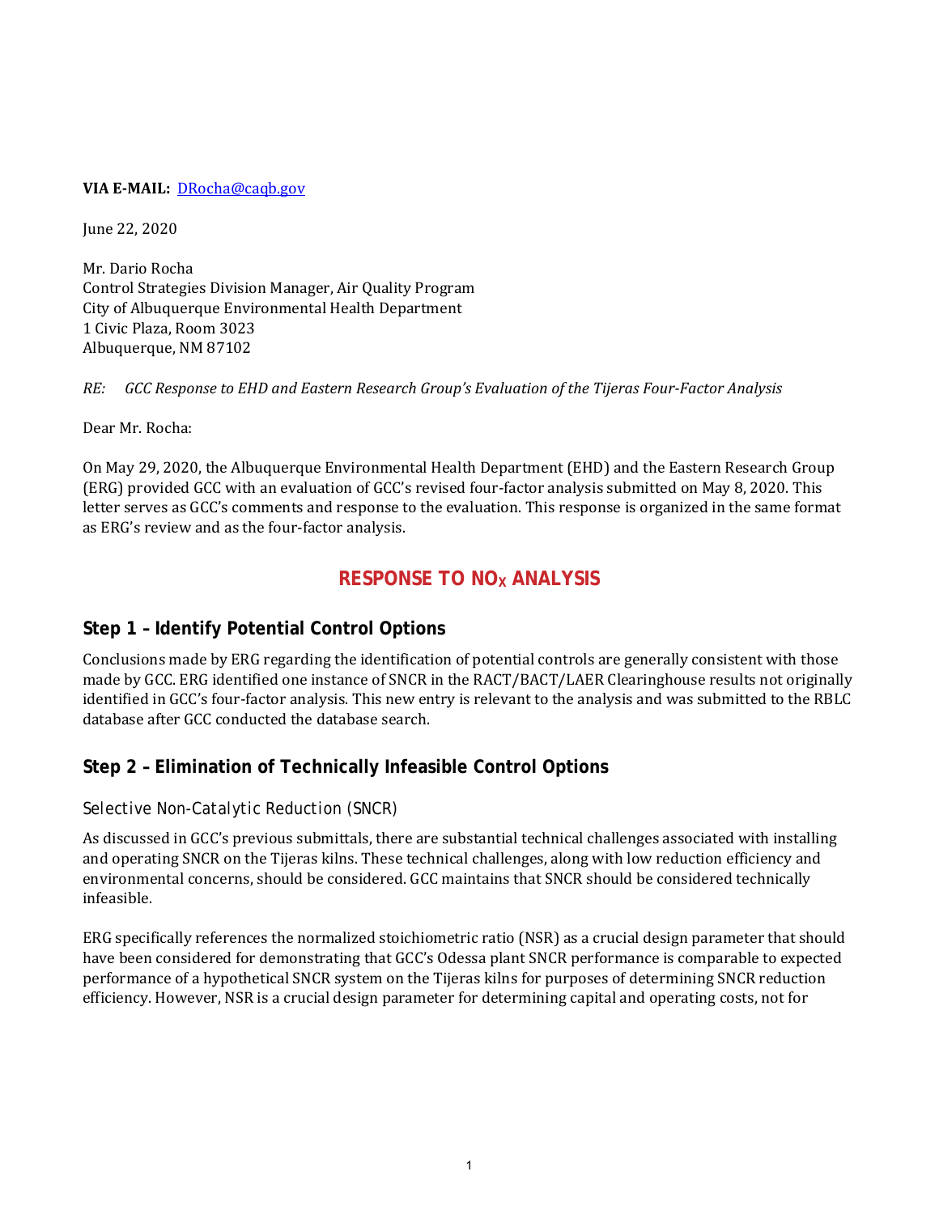**VIA E-MAIL:** DRocha@caqb.gov

June 22, 2020

Mr. Dario Rocha
Control Strategies Division Manager, Air Quality Program
City of Albuquerque Environmental Health Department
1 Civic Plaza, Room 3023
Albuquerque, NM 87102

*RE: GCC Response to EHD and Eastern Research Group's Evaluation of the Tijeras Four-Factor Analysis*

Dear Mr. Rocha:

On May 29, 2020, the Albuquerque Environmental Health Department (EHD) and the Eastern Research Group (ERG) provided GCC with an evaluation of GCC's revised four-factor analysis submitted on May 8, 2020. This letter serves as GCC's comments and response to the evaluation. This response is organized in the same format as ERG's review and as the four-factor analysis.

# RESPONSE TO $NO_X$ ANALYSIS

## Step 1 – Identify Potential Control Options

Conclusions made by ERG regarding the identification of potential controls are generally consistent with those made by GCC. ERG identified one instance of SNCR in the RACT/BACT/LAER Clearinghouse results not originally identified in GCC's four-factor analysis. This new entry is relevant to the analysis and was submitted to the RBLC database after GCC conducted the database search.

## Step 2 – Elimination of Technically Infeasible Control Options

### Selective Non-Catalytic Reduction (SNCR)

As discussed in GCC's previous submittals, there are substantial technical challenges associated with installing and operating SNCR on the Tijeras kilns. These technical challenges, along with low reduction efficiency and environmental concerns, should be considered. GCC maintains that SNCR should be considered technically infeasible.

ERG specifically references the normalized stoichiometric ratio (NSR) as a crucial design parameter that should have been considered for demonstrating that GCC's Odessa plant SNCR performance is comparable to expected performance of a hypothetical SNCR system on the Tijeras kilns for purposes of determining SNCR reduction efficiency. However, NSR is a crucial design parameter for determining capital and operating costs, not for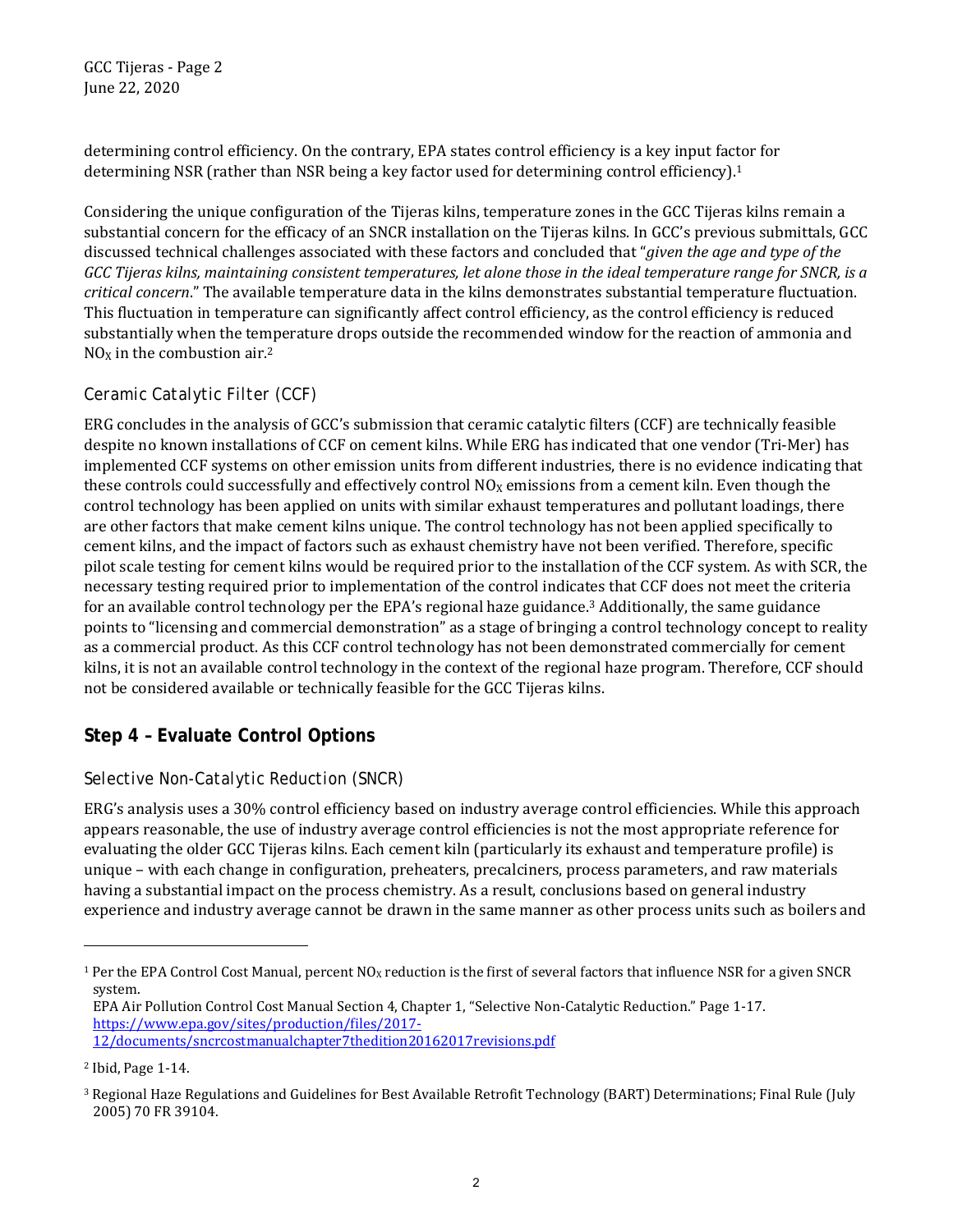determining control efficiency. On the contrary, EPA states control efficiency is a key input factor for determining NSR (rather than NSR being a key factor used for determining control efficiency).[1]

Considering the unique configuration of the Tijeras kilns, temperature zones in the GCC Tijeras kilns remain a substantial concern for the efficacy of an SNCR installation on the Tijeras kilns. In GCC's previous submittals, GCC discussed technical challenges associated with these factors and concluded that "*given the age and type of the GCC Tijeras kilns, maintaining consistent temperatures, let alone those in the ideal temperature range for SNCR, is a critical concern*." The available temperature data in the kilns demonstrates substantial temperature fluctuation. This fluctuation in temperature can significantly affect control efficiency, as the control efficiency is reduced substantially when the temperature drops outside the recommended window for the reaction of ammonia and $NO_X$ in the combustion air.[2]

### Ceramic Catalytic Filter (CCF)

ERG concludes in the analysis of GCC's submission that ceramic catalytic filters (CCF) are technically feasible despite no known installations of CCF on cement kilns. While ERG has indicated that one vendor (Tri-Mer) has implemented CCF systems on other emission units from different industries, there is no evidence indicating that these controls could successfully and effectively control $NO_X$ emissions from a cement kiln. Even though the control technology has been applied on units with similar exhaust temperatures and pollutant loadings, there are other factors that make cement kilns unique. The control technology has not been applied specifically to cement kilns, and the impact of factors such as exhaust chemistry have not been verified. Therefore, specific pilot scale testing for cement kilns would be required prior to the installation of the CCF system. As with SCR, the necessary testing required prior to implementation of the control indicates that CCF does not meet the criteria for an available control technology per the EPA's regional haze guidance.[3] Additionally, the same guidance points to "licensing and commercial demonstration" as a stage of bringing a control technology concept to reality as a commercial product. As this CCF control technology has not been demonstrated commercially for cement kilns, it is not an available control technology in the context of the regional haze program. Therefore, CCF should not be considered available or technically feasible for the GCC Tijeras kilns.

## Step 4 – Evaluate Control Options

### Selective Non-Catalytic Reduction (SNCR)

ERG's analysis uses a 30% control efficiency based on industry average control efficiencies. While this approach appears reasonable, the use of industry average control efficiencies is not the most appropriate reference for evaluating the older GCC Tijeras kilns. Each cement kiln (particularly its exhaust and temperature profile) is unique – with each change in configuration, preheaters, precalciners, process parameters, and raw materials having a substantial impact on the process chemistry. As a result, conclusions based on general industry experience and industry average cannot be drawn in the same manner as other process units such as boilers and

---

[1] Per the EPA Control Cost Manual, percent $NO_X$ reduction is the first of several factors that influence NSR for a given SNCR system.
EPA Air Pollution Control Cost Manual Section 4, Chapter 1, "Selective Non-Catalytic Reduction." Page 1-17. https://www.epa.gov/sites/production/files/2017-12/documents/sncrcostmanualchapter7thedition20162017revisions.pdf

[2] Ibid, Page 1-14.

[3] Regional Haze Regulations and Guidelines for Best Available Retrofit Technology (BART) Determinations; Final Rule (July 2005) 70 FR 39104.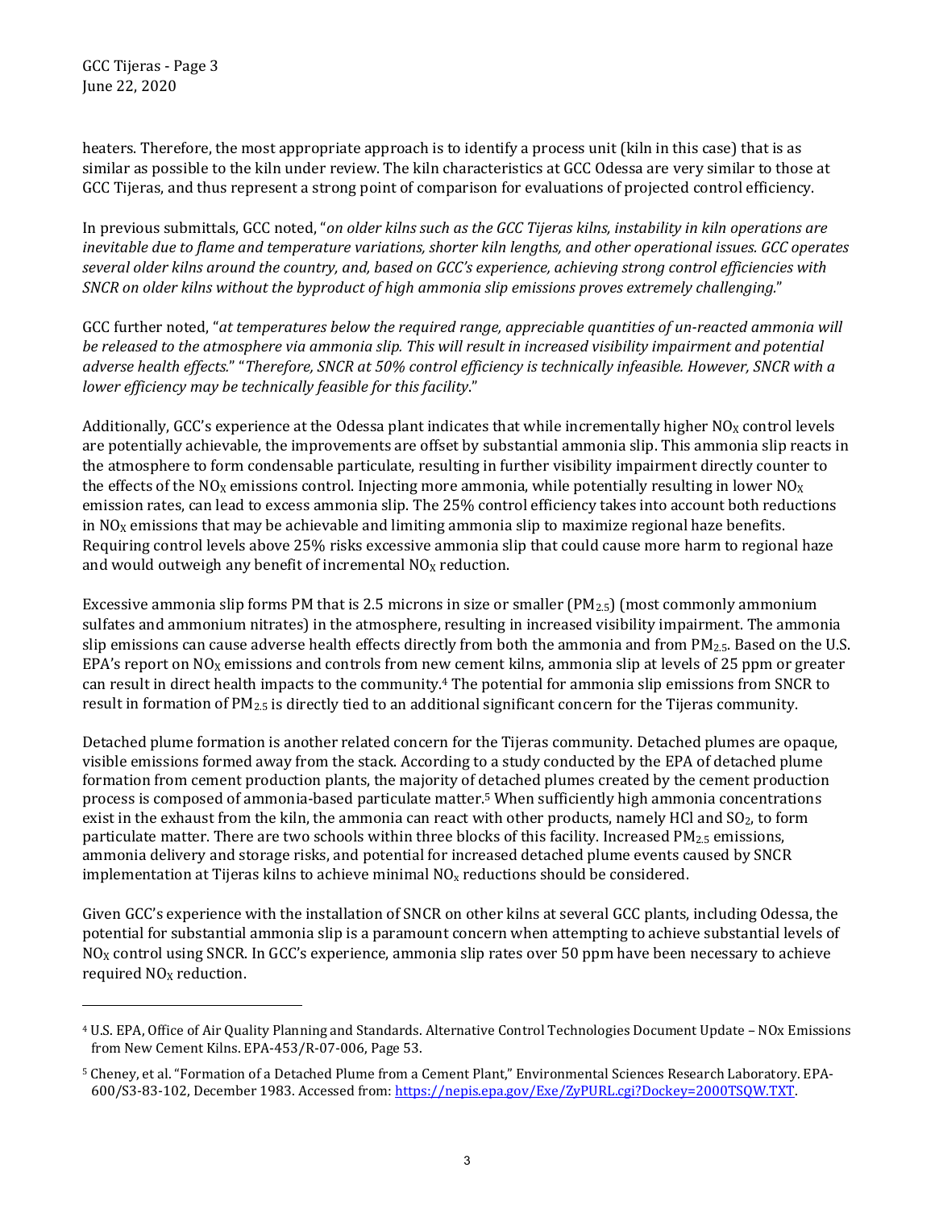heaters. Therefore, the most appropriate approach is to identify a process unit (kiln in this case) that is as similar as possible to the kiln under review. The kiln characteristics at GCC Odessa are very similar to those at GCC Tijeras, and thus represent a strong point of comparison for evaluations of projected control efficiency.

In previous submittals, GCC noted, "*on older kilns such as the GCC Tijeras kilns, instability in kiln operations are inevitable due to flame and temperature variations, shorter kiln lengths, and other operational issues. GCC operates several older kilns around the country, and, based on GCC's experience, achieving strong control efficiencies with SNCR on older kilns without the byproduct of high ammonia slip emissions proves extremely challenging.*"

GCC further noted, "*at temperatures below the required range, appreciable quantities of un-reacted ammonia will be released to the atmosphere via ammonia slip. This will result in increased visibility impairment and potential adverse health effects.*" "*Therefore, SNCR at 50% control efficiency is technically infeasible. However, SNCR with a lower efficiency may be technically feasible for this facility*."

Additionally, GCC's experience at the Odessa plant indicates that while incrementally higher $NO_X$ control levels are potentially achievable, the improvements are offset by substantial ammonia slip. This ammonia slip reacts in the atmosphere to form condensable particulate, resulting in further visibility impairment directly counter to the effects of the $NO_X$ emissions control. Injecting more ammonia, while potentially resulting in lower $NO_X$ emission rates, can lead to excess ammonia slip. The 25% control efficiency takes into account both reductions in $NO_X$ emissions that may be achievable and limiting ammonia slip to maximize regional haze benefits. Requiring control levels above 25% risks excessive ammonia slip that could cause more harm to regional haze and would outweigh any benefit of incremental $NO_X$ reduction.

Excessive ammonia slip forms PM that is 2.5 microns in size or smaller ($PM_{2.5}$) (most commonly ammonium sulfates and ammonium nitrates) in the atmosphere, resulting in increased visibility impairment. The ammonia slip emissions can cause adverse health effects directly from both the ammonia and from $PM_{2.5}$. Based on the U.S. EPA's report on $NO_X$ emissions and controls from new cement kilns, ammonia slip at levels of 25 ppm or greater can result in direct health impacts to the community.[4] The potential for ammonia slip emissions from SNCR to result in formation of $PM_{2.5}$ is directly tied to an additional significant concern for the Tijeras community.

Detached plume formation is another related concern for the Tijeras community. Detached plumes are opaque, visible emissions formed away from the stack. According to a study conducted by the EPA of detached plume formation from cement production plants, the majority of detached plumes created by the cement production process is composed of ammonia-based particulate matter.[5] When sufficiently high ammonia concentrations exist in the exhaust from the kiln, the ammonia can react with other products, namely HCl and $SO_2$, to form particulate matter. There are two schools within three blocks of this facility. Increased $PM_{2.5}$ emissions, ammonia delivery and storage risks, and potential for increased detached plume events caused by SNCR implementation at Tijeras kilns to achieve minimal $NO_x$ reductions should be considered.

Given GCC's experience with the installation of SNCR on other kilns at several GCC plants, including Odessa, the potential for substantial ammonia slip is a paramount concern when attempting to achieve substantial levels of $NO_X$ control using SNCR. In GCC's experience, ammonia slip rates over 50 ppm have been necessary to achieve required $NO_X$ reduction.

---

[4] U.S. EPA, Office of Air Quality Planning and Standards. Alternative Control Technologies Document Update – NOx Emissions from New Cement Kilns. EPA-453/R-07-006, Page 53.

[5] Cheney, et al. "Formation of a Detached Plume from a Cement Plant," Environmental Sciences Research Laboratory. EPA-600/S3-83-102, December 1983. Accessed from: https://nepis.epa.gov/Exe/ZyPURL.cgi?Dockey=2000TSQW.TXT.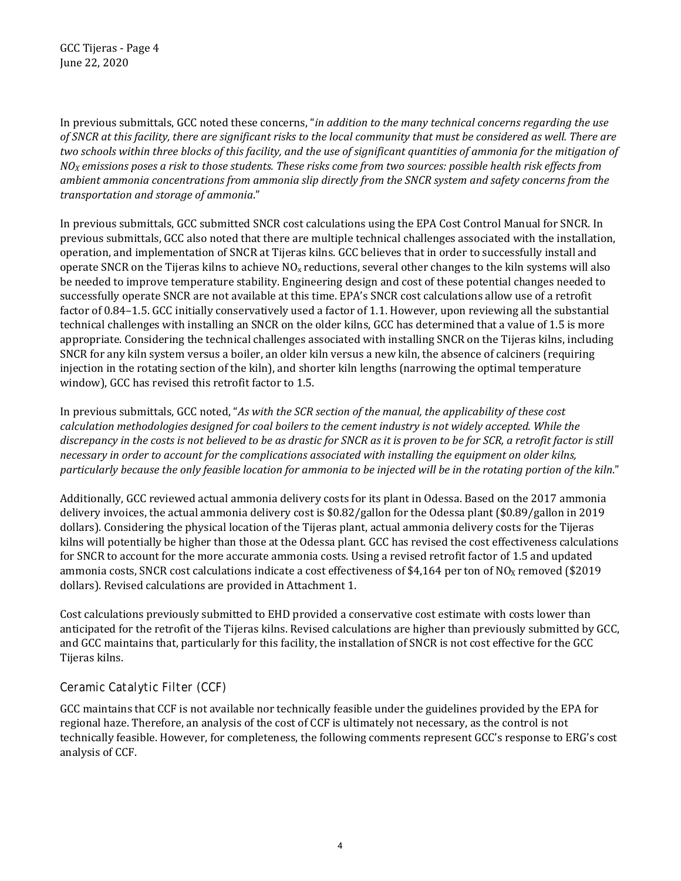In previous submittals, GCC noted these concerns, "*in addition to the many technical concerns regarding the use of SNCR at this facility, there are significant risks to the local community that must be considered as well. There are two schools within three blocks of this facility, and the use of significant quantities of ammonia for the mitigation of $NO_X$ emissions poses a risk to those students. These risks come from two sources: possible health risk effects from ambient ammonia concentrations from ammonia slip directly from the SNCR system and safety concerns from the transportation and storage of ammonia*."

In previous submittals, GCC submitted SNCR cost calculations using the EPA Cost Control Manual for SNCR. In previous submittals, GCC also noted that there are multiple technical challenges associated with the installation, operation, and implementation of SNCR at Tijeras kilns. GCC believes that in order to successfully install and operate SNCR on the Tijeras kilns to achieve $NO_x$ reductions, several other changes to the kiln systems will also be needed to improve temperature stability. Engineering design and cost of these potential changes needed to successfully operate SNCR are not available at this time. EPA's SNCR cost calculations allow use of a retrofit factor of 0.84–1.5. GCC initially conservatively used a factor of 1.1. However, upon reviewing all the substantial technical challenges with installing an SNCR on the older kilns, GCC has determined that a value of 1.5 is more appropriate. Considering the technical challenges associated with installing SNCR on the Tijeras kilns, including SNCR for any kiln system versus a boiler, an older kiln versus a new kiln, the absence of calciners (requiring injection in the rotating section of the kiln), and shorter kiln lengths (narrowing the optimal temperature window), GCC has revised this retrofit factor to 1.5.

In previous submittals, GCC noted, "*As with the SCR section of the manual, the applicability of these cost calculation methodologies designed for coal boilers to the cement industry is not widely accepted. While the discrepancy in the costs is not believed to be as drastic for SNCR as it is proven to be for SCR, a retrofit factor is still necessary in order to account for the complications associated with installing the equipment on older kilns, particularly because the only feasible location for ammonia to be injected will be in the rotating portion of the kiln*."

Additionally, GCC reviewed actual ammonia delivery costs for its plant in Odessa. Based on the 2017 ammonia delivery invoices, the actual ammonia delivery cost is $0.82/gallon for the Odessa plant ($0.89/gallon in 2019 dollars). Considering the physical location of the Tijeras plant, actual ammonia delivery costs for the Tijeras kilns will potentially be higher than those at the Odessa plant. GCC has revised the cost effectiveness calculations for SNCR to account for the more accurate ammonia costs. Using a revised retrofit factor of 1.5 and updated ammonia costs, SNCR cost calculations indicate a cost effectiveness of $4,164 per ton of $NO_X$ removed ($2019 dollars). Revised calculations are provided in Attachment 1.

Cost calculations previously submitted to EHD provided a conservative cost estimate with costs lower than anticipated for the retrofit of the Tijeras kilns. Revised calculations are higher than previously submitted by GCC, and GCC maintains that, particularly for this facility, the installation of SNCR is not cost effective for the GCC Tijeras kilns.

## Ceramic Catalytic Filter (CCF)

GCC maintains that CCF is not available nor technically feasible under the guidelines provided by the EPA for regional haze. Therefore, an analysis of the cost of CCF is ultimately not necessary, as the control is not technically feasible. However, for completeness, the following comments represent GCC's response to ERG's cost analysis of CCF.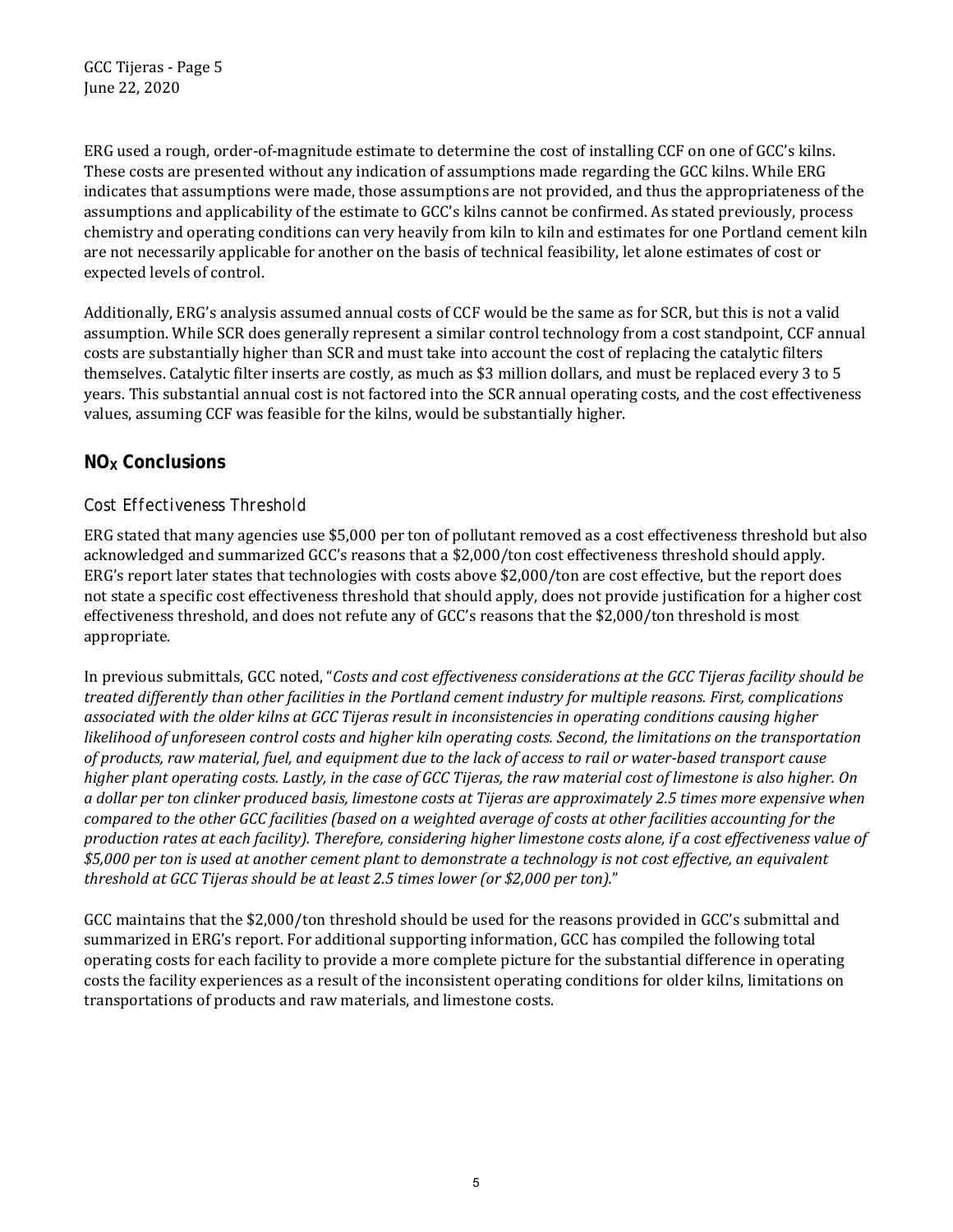ERG used a rough, order-of-magnitude estimate to determine the cost of installing CCF on one of GCC's kilns. These costs are presented without any indication of assumptions made regarding the GCC kilns. While ERG indicates that assumptions were made, those assumptions are not provided, and thus the appropriateness of the assumptions and applicability of the estimate to GCC's kilns cannot be confirmed. As stated previously, process chemistry and operating conditions can very heavily from kiln to kiln and estimates for one Portland cement kiln are not necessarily applicable for another on the basis of technical feasibility, let alone estimates of cost or expected levels of control.

Additionally, ERG's analysis assumed annual costs of CCF would be the same as for SCR, but this is not a valid assumption. While SCR does generally represent a similar control technology from a cost standpoint, CCF annual costs are substantially higher than SCR and must take into account the cost of replacing the catalytic filters themselves. Catalytic filter inserts are costly, as much as $3 million dollars, and must be replaced every 3 to 5 years. This substantial annual cost is not factored into the SCR annual operating costs, and the cost effectiveness values, assuming CCF was feasible for the kilns, would be substantially higher.

## $NO_X$ Conclusions

### Cost Effectiveness Threshold

ERG stated that many agencies use $5,000 per ton of pollutant removed as a cost effectiveness threshold but also acknowledged and summarized GCC's reasons that a $2,000/ton cost effectiveness threshold should apply. ERG's report later states that technologies with costs above $2,000/ton are cost effective, but the report does not state a specific cost effectiveness threshold that should apply, does not provide justification for a higher cost effectiveness threshold, and does not refute any of GCC's reasons that the $2,000/ton threshold is most appropriate.

In previous submittals, GCC noted, "*Costs and cost effectiveness considerations at the GCC Tijeras facility should be treated differently than other facilities in the Portland cement industry for multiple reasons. First, complications associated with the older kilns at GCC Tijeras result in inconsistencies in operating conditions causing higher likelihood of unforeseen control costs and higher kiln operating costs. Second, the limitations on the transportation of products, raw material, fuel, and equipment due to the lack of access to rail or water-based transport cause higher plant operating costs. Lastly, in the case of GCC Tijeras, the raw material cost of limestone is also higher. On a dollar per ton clinker produced basis, limestone costs at Tijeras are approximately 2.5 times more expensive when compared to the other GCC facilities (based on a weighted average of costs at other facilities accounting for the production rates at each facility). Therefore, considering higher limestone costs alone, if a cost effectiveness value of $5,000 per ton is used at another cement plant to demonstrate a technology is not cost effective, an equivalent threshold at GCC Tijeras should be at least 2.5 times lower (or $2,000 per ton).*"

GCC maintains that the $2,000/ton threshold should be used for the reasons provided in GCC's submittal and summarized in ERG's report. For additional supporting information, GCC has compiled the following total operating costs for each facility to provide a more complete picture for the substantial difference in operating costs the facility experiences as a result of the inconsistent operating conditions for older kilns, limitations on transportations of products and raw materials, and limestone costs.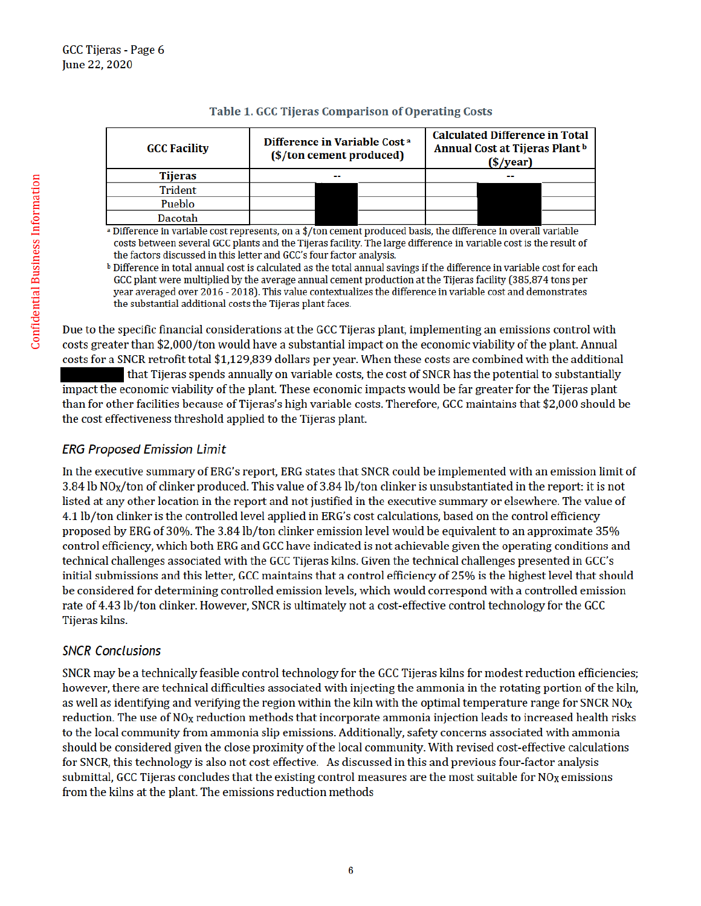Table 1. GCC Tijeras Comparison of Operating Costs

| GCC Facility | Difference in Variable Cost [a] ($/ton cement produced) | Calculated Difference in Total Annual Cost at Tijeras Plant [b] ($/year) |
|---|---|---|
| **Tijeras** | -- | -- |
| Trident | | |
| Pueblo | | |
| Dacotah | | |

[a] Difference in variable cost represents, on a $/ton cement produced basis, the difference in overall variable costs between several GCC plants and the Tijeras facility. The large difference in variable cost is the result of the factors discussed in this letter and GCC's four factor analysis.

[b] Difference in total annual cost is calculated as the total annual savings if the difference in variable cost for each GCC plant were multiplied by the average annual cement production at the Tijeras facility (385,874 tons per year averaged over 2016 - 2018). This value contextualizes the difference in variable cost and demonstrates the substantial additional costs the Tijeras plant faces.

Due to the specific financial considerations at the GCC Tijeras plant, implementing an emissions control with costs greater than $2,000/ton would have a substantial impact on the economic viability of the plant. Annual costs for a SNCR retrofit total $1,129,839 dollars per year. When these costs are combined with the additional that Tijeras spends annually on variable costs, the cost of SNCR has the potential to substantially impact the economic viability of the plant. These economic impacts would be far greater for the Tijeras plant than for other facilities because of Tijeras's high variable costs. Therefore, GCC maintains that $2,000 should be the cost effectiveness threshold applied to the Tijeras plant.

### *ERG Proposed Emission Limit*

In the executive summary of ERG's report, ERG states that SNCR could be implemented with an emission limit of 3.84 lb $NO_X$/ton of clinker produced. This value of 3.84 lb/ton clinker is unsubstantiated in the report: it is not listed at any other location in the report and not justified in the executive summary or elsewhere. The value of 4.1 lb/ton clinker is the controlled level applied in ERG's cost calculations, based on the control efficiency proposed by ERG of 30%. The 3.84 lb/ton clinker emission level would be equivalent to an approximate 35% control efficiency, which both ERG and GCC have indicated is not achievable given the operating conditions and technical challenges associated with the GCC Tijeras kilns. Given the technical challenges presented in GCC's initial submissions and this letter, GCC maintains that a control efficiency of 25% is the highest level that should be considered for determining controlled emission levels, which would correspond with a controlled emission rate of 4.43 lb/ton clinker. However, SNCR is ultimately not a cost-effective control technology for the GCC Tijeras kilns.

### *SNCR Conclusions*

SNCR may be a technically feasible control technology for the GCC Tijeras kilns for modest reduction efficiencies; however, there are technical difficulties associated with injecting the ammonia in the rotating portion of the kiln, as well as identifying and verifying the region within the kiln with the optimal temperature range for SNCR $NO_X$ reduction. The use of $NO_X$ reduction methods that incorporate ammonia injection leads to increased health risks to the local community from ammonia slip emissions. Additionally, safety concerns associated with ammonia should be considered given the close proximity of the local community. With revised cost-effective calculations for SNCR, this technology is also not cost effective. As discussed in this and previous four-factor analysis submittal, GCC Tijeras concludes that the existing control measures are the most suitable for $NO_X$ emissions from the kilns at the plant. The emissions reduction methods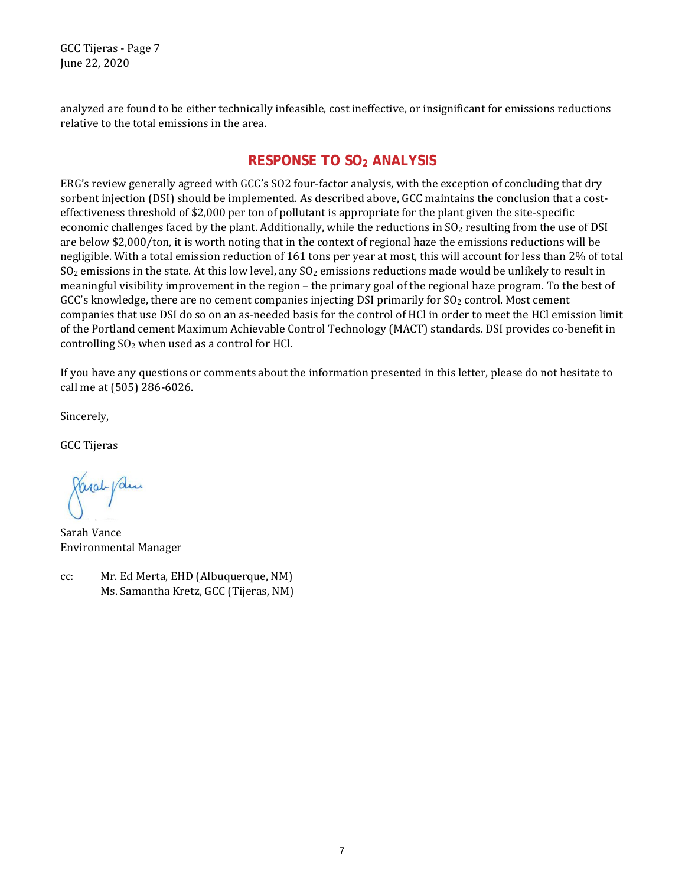analyzed are found to be either technically infeasible, cost ineffective, or insignificant for emissions reductions relative to the total emissions in the area.

## RESPONSE TO $SO_2$ ANALYSIS

ERG's review generally agreed with GCC's SO2 four-factor analysis, with the exception of concluding that dry sorbent injection (DSI) should be implemented. As described above, GCC maintains the conclusion that a cost-effectiveness threshold of $2,000 per ton of pollutant is appropriate for the plant given the site-specific economic challenges faced by the plant. Additionally, while the reductions in $SO_2$ resulting from the use of DSI are below $2,000/ton, it is worth noting that in the context of regional haze the emissions reductions will be negligible. With a total emission reduction of 161 tons per year at most, this will account for less than 2% of total $SO_2$ emissions in the state. At this low level, any $SO_2$ emissions reductions made would be unlikely to result in meaningful visibility improvement in the region – the primary goal of the regional haze program. To the best of GCC's knowledge, there are no cement companies injecting DSI primarily for $SO_2$ control. Most cement companies that use DSI do so on an as-needed basis for the control of HCl in order to meet the HCl emission limit of the Portland cement Maximum Achievable Control Technology (MACT) standards. DSI provides co-benefit in controlling $SO_2$ when used as a control for HCl.

If you have any questions or comments about the information presented in this letter, please do not hesitate to call me at (505) 286-6026.

Sincerely,

GCC Tijeras

Sarah Vance
Environmental Manager

cc: Mr. Ed Merta, EHD (Albuquerque, NM)
Ms. Samantha Kretz, GCC (Tijeras, NM)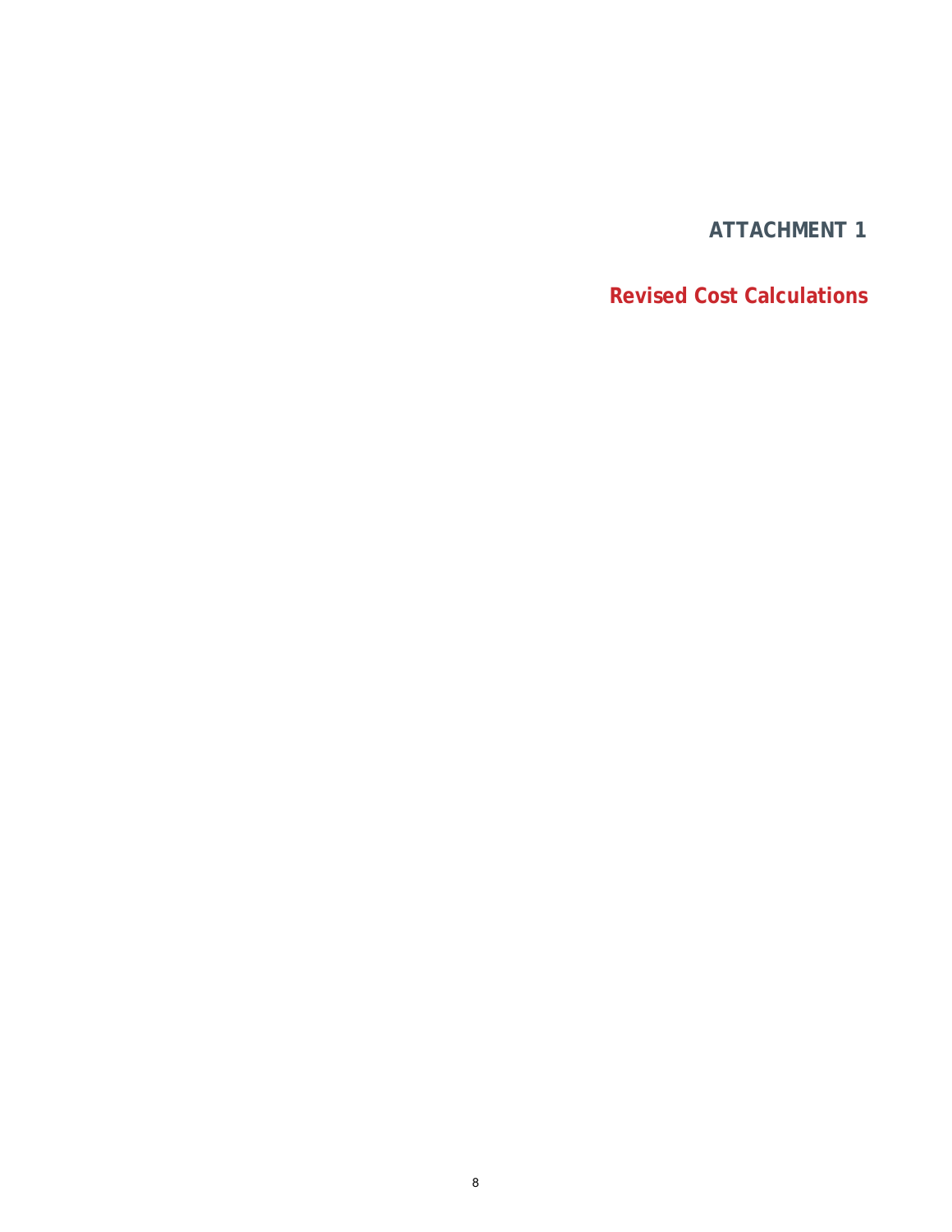# ATTACHMENT 1

## Revised Cost Calculations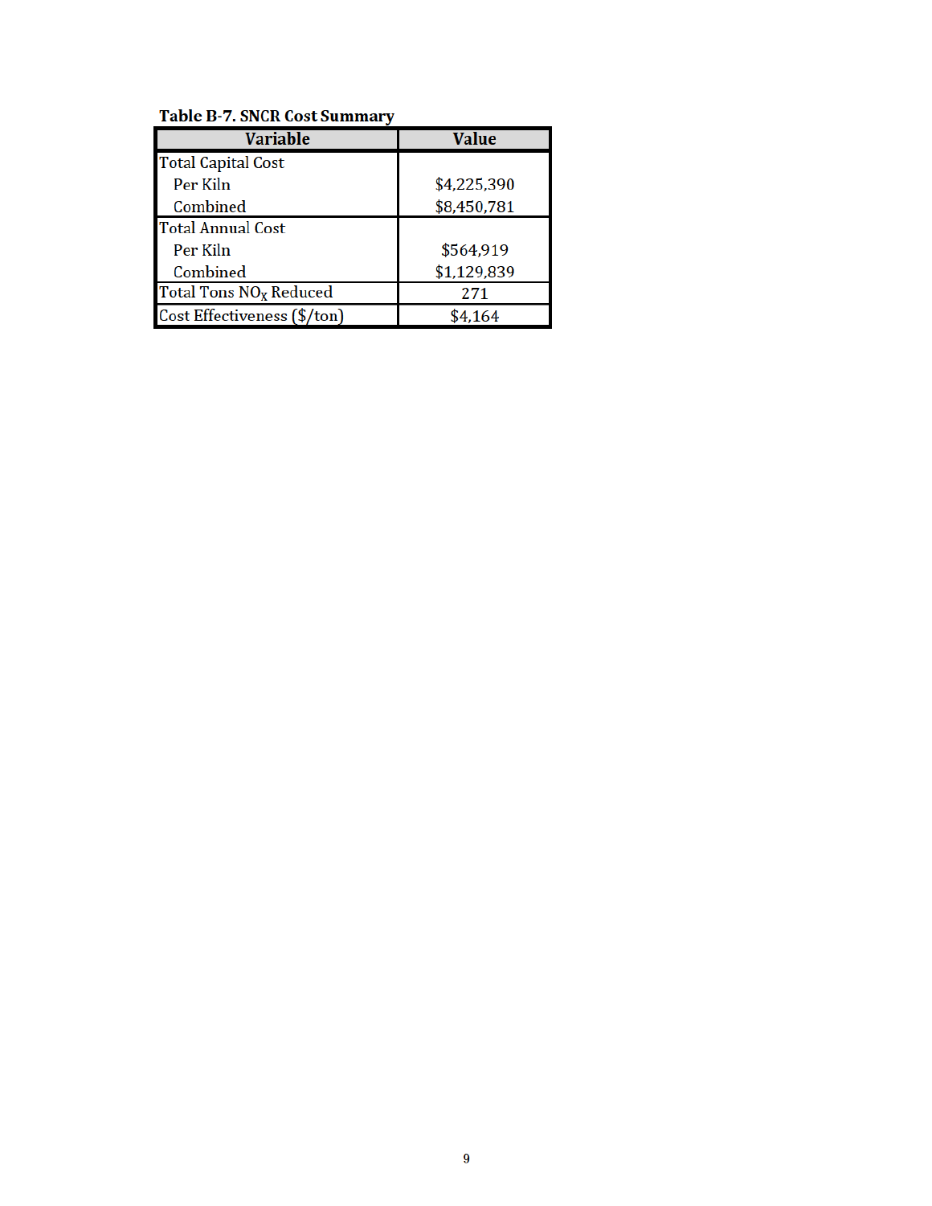**Table B-7. SNCR Cost Summary**

| Variable | Value |
|---|---|
| Total Capital Cost | |
| Per Kiln | $4,225,390 |
| Combined | $8,450,781 |
| Total Annual Cost | |
| Per Kiln | $564,919 |
| Combined | $1,129,839 |
| Total Tons $NO_X$ Reduced | 271 |
| Cost Effectiveness ($/ton) | $4,164 |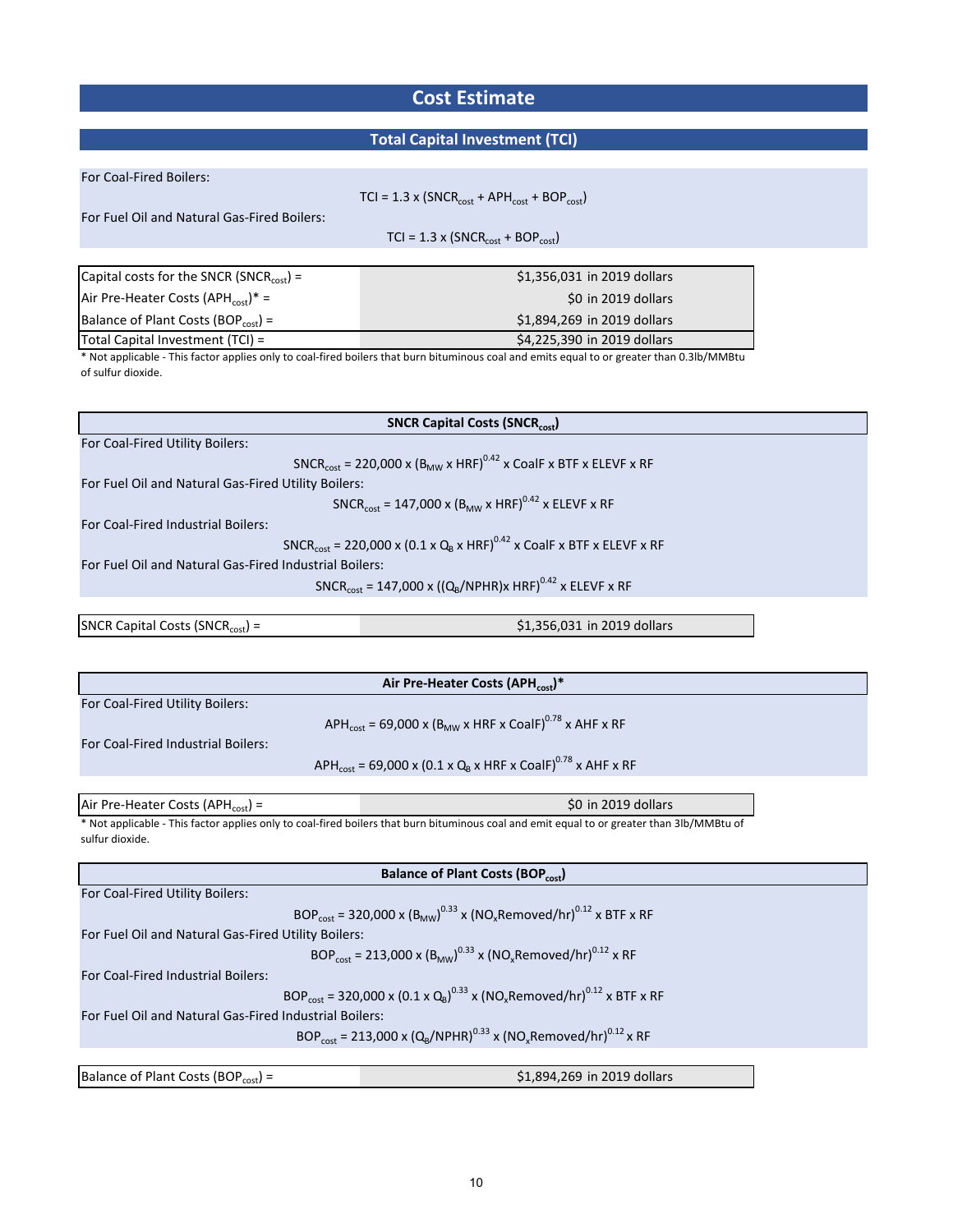# Cost Estimate

## Total Capital Investment (TCI)

For Coal-Fired Boilers:

$$TCI = 1.3 \times (SNCR_{cost} + APH_{cost} + BOP_{cost})$$

For Fuel Oil and Natural Gas-Fired Boilers:

$$TCI = 1.3 \times (SNCR_{cost} + BOP_{cost})$$

| | |
|---|---|
| Capital costs for the SNCR ($SNCR_{cost}$) = | $1,356,031 in 2019 dollars |
| Air Pre-Heater Costs ($APH_{cost}$)* = | $0 in 2019 dollars |
| Balance of Plant Costs ($BOP_{cost}$) = | $1,894,269 in 2019 dollars |
| Total Capital Investment (TCI) = | $4,225,390 in 2019 dollars |

* Not applicable - This factor applies only to coal-fired boilers that burn bituminous coal and emits equal to or greater than 0.3lb/MMBtu of sulfur dioxide.

### SNCR Capital Costs ($SNCR_{cost}$)

For Coal-Fired Utility Boilers:

$$SNCR_{cost} = 220{,}000 \times (B_{MW} \times HRF)^{0.42} \times CoalF \times BTF \times ELEVF \times RF$$

For Fuel Oil and Natural Gas-Fired Utility Boilers:

$$SNCR_{cost} = 147{,}000 \times (B_{MW} \times HRF)^{0.42} \times ELEVF \times RF$$

For Coal-Fired Industrial Boilers:

$$SNCR_{cost} = 220{,}000 \times (0.1 \times Q_B \times HRF)^{0.42} \times CoalF \times BTF \times ELEVF \times RF$$

For Fuel Oil and Natural Gas-Fired Industrial Boilers:

$$SNCR_{cost} = 147{,}000 \times ((Q_B/NPHR) \times HRF)^{0.42} \times ELEVF \times RF$$

| | |
|---|---|
| SNCR Capital Costs ($SNCR_{cost}$) = | $1,356,031 in 2019 dollars |

### Air Pre-Heater Costs ($APH_{cost}$)*

For Coal-Fired Utility Boilers:

$$APH_{cost} = 69{,}000 \times (B_{MW} \times HRF \times CoalF)^{0.78} \times AHF \times RF$$

For Coal-Fired Industrial Boilers:

$$APH_{cost} = 69{,}000 \times (0.1 \times Q_B \times HRF \times CoalF)^{0.78} \times AHF \times RF$$

| | |
|---|---|
| Air Pre-Heater Costs ($APH_{cost}$) = | $0 in 2019 dollars |

* Not applicable - This factor applies only to coal-fired boilers that burn bituminous coal and emit equal to or greater than 3lb/MMBtu of sulfur dioxide.

### Balance of Plant Costs ($BOP_{cost}$)

For Coal-Fired Utility Boilers:

$$BOP_{cost} = 320{,}000 \times (B_{MW})^{0.33} \times (NO_xRemoved/hr)^{0.12} \times BTF \times RF$$

For Fuel Oil and Natural Gas-Fired Utility Boilers:

$$BOP_{cost} = 213{,}000 \times (B_{MW})^{0.33} \times (NO_xRemoved/hr)^{0.12} \times RF$$

For Coal-Fired Industrial Boilers:

$$BOP_{cost} = 320{,}000 \times (0.1 \times Q_B)^{0.33} \times (NO_xRemoved/hr)^{0.12} \times BTF \times RF$$

For Fuel Oil and Natural Gas-Fired Industrial Boilers:

$$BOP_{cost} = 213{,}000 \times (Q_B/NPHR)^{0.33} \times (NO_xRemoved/hr)^{0.12} \times RF$$

| | |
|---|---|
| Balance of Plant Costs ($BOP_{cost}$) = | $1,894,269 in 2019 dollars |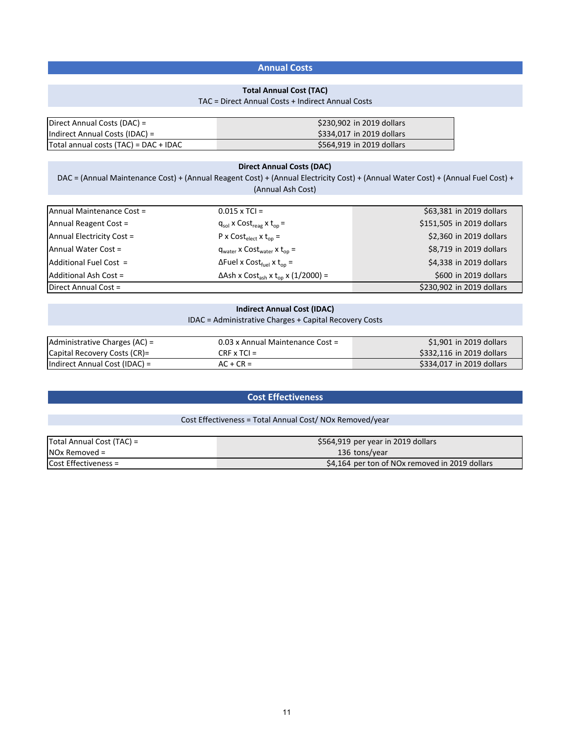## Annual Costs

### Total Annual Cost (TAC)

TAC = Direct Annual Costs + Indirect Annual Costs

| | |
|---|---|
| Direct Annual Costs (DAC) = | $230,902 in 2019 dollars |
| Indirect Annual Costs (IDAC) = | $334,017 in 2019 dollars |
| Total annual costs (TAC) = DAC + IDAC | $564,919 in 2019 dollars |

### Direct Annual Costs (DAC)

DAC = (Annual Maintenance Cost) + (Annual Reagent Cost) + (Annual Electricity Cost) + (Annual Water Cost) + (Annual Fuel Cost) + (Annual Ash Cost)

| | | |
|---|---|---|
| Annual Maintenance Cost = | 0.015 x TCI = | $63,381 in 2019 dollars |
| Annual Reagent Cost = | $q_{sol}$ x $Cost_{reag}$ x $t_{op}$ = | $151,505 in 2019 dollars |
| Annual Electricity Cost = | P x $Cost_{elect}$ x $t_{op}$ = | $2,360 in 2019 dollars |
| Annual Water Cost = | $q_{water}$ x $Cost_{water}$ x $t_{op}$ = | $8,719 in 2019 dollars |
| Additional Fuel Cost = | ΔFuel x $Cost_{fuel}$ x $t_{op}$ = | $4,338 in 2019 dollars |
| Additional Ash Cost = | ΔAsh x $Cost_{ash}$ x $t_{op}$ x (1/2000) = | $600 in 2019 dollars |
| Direct Annual Cost = | | $230,902 in 2019 dollars |

### Indirect Annual Cost (IDAC)

IDAC = Administrative Charges + Capital Recovery Costs

| | | |
|---|---|---|
| Administrative Charges (AC) = | 0.03 x Annual Maintenance Cost = | $1,901 in 2019 dollars |
| Capital Recovery Costs (CR)= | CRF x TCI = | $332,116 in 2019 dollars |
| Indirect Annual Cost (IDAC) = | AC + CR = | $334,017 in 2019 dollars |

## Cost Effectiveness

Cost Effectiveness = Total Annual Cost/ NOx Removed/year

| | |
|---|---|
| Total Annual Cost (TAC) = | $564,919 per year in 2019 dollars |
| NOx Removed = | 136 tons/year |
| Cost Effectiveness = | $4,164 per ton of NOx removed in 2019 dollars |